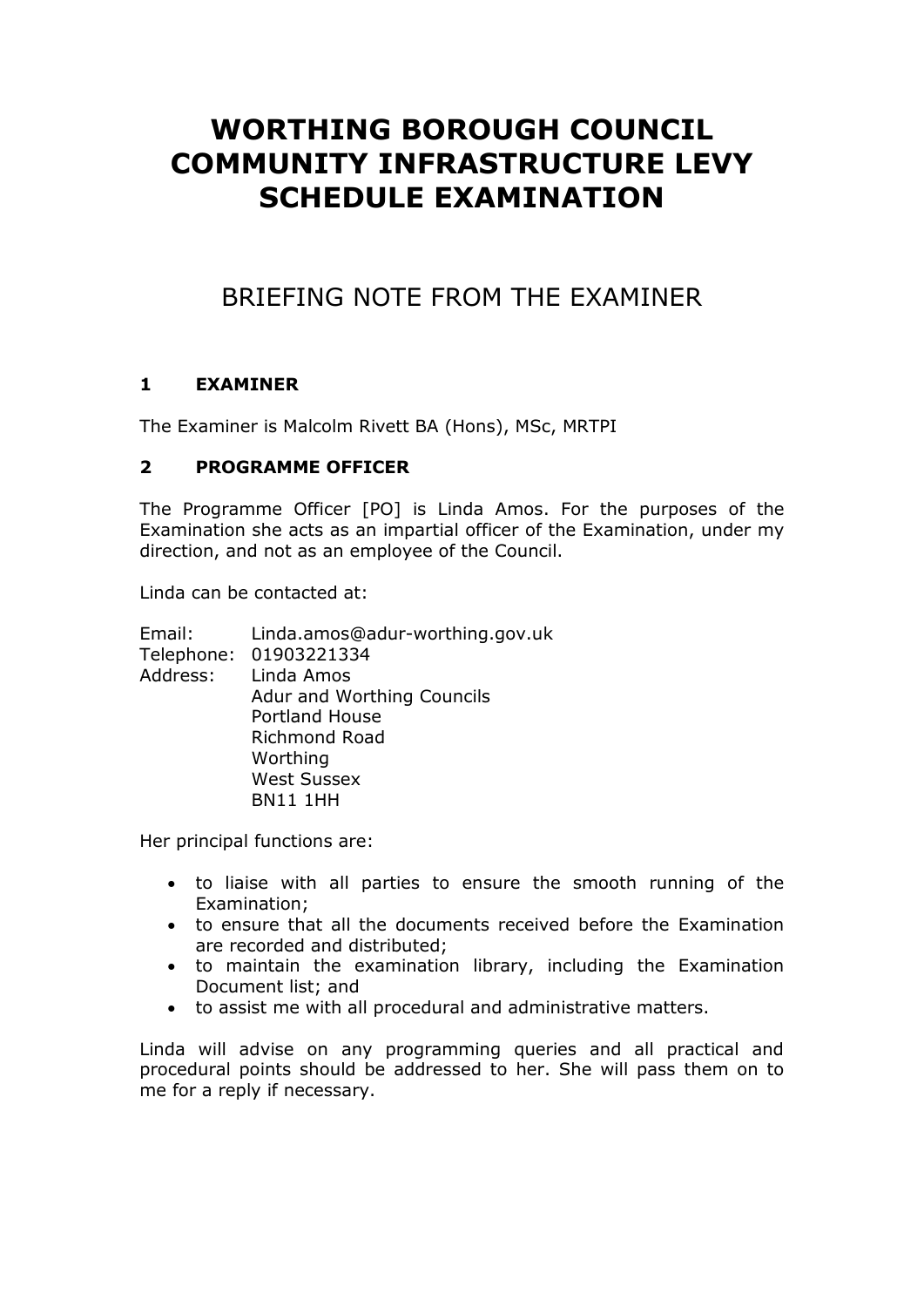# WORTHING BOROUGH COUNCIL COMMUNITY INFRASTRUCTURE LEVY SCHEDULE EXAMINATION

## BRIEFING NOTE FROM THE EXAMINER

### 1 EXAMINER

The Examiner is Malcolm Rivett BA (Hons), MSc, MRTPI

### 2 PROGRAMME OFFICER

The Programme Officer [PO] is Linda Amos. For the purposes of the Examination she acts as an impartial officer of the Examination, under my direction, and not as an employee of the Council.

Linda can be contacted at:

Email: Linda.amos@adur-worthing.gov.uk
Telephone: 01903221334
Address: Linda Amos
Adur and Worthing Councils
Portland House
Richmond Road
Worthing
West Sussex
BN11 1HH

Her principal functions are:

- to liaise with all parties to ensure the smooth running of the Examination;
- to ensure that all the documents received before the Examination are recorded and distributed;
- to maintain the examination library, including the Examination Document list; and
- to assist me with all procedural and administrative matters.

Linda will advise on any programming queries and all practical and procedural points should be addressed to her. She will pass them on to me for a reply if necessary.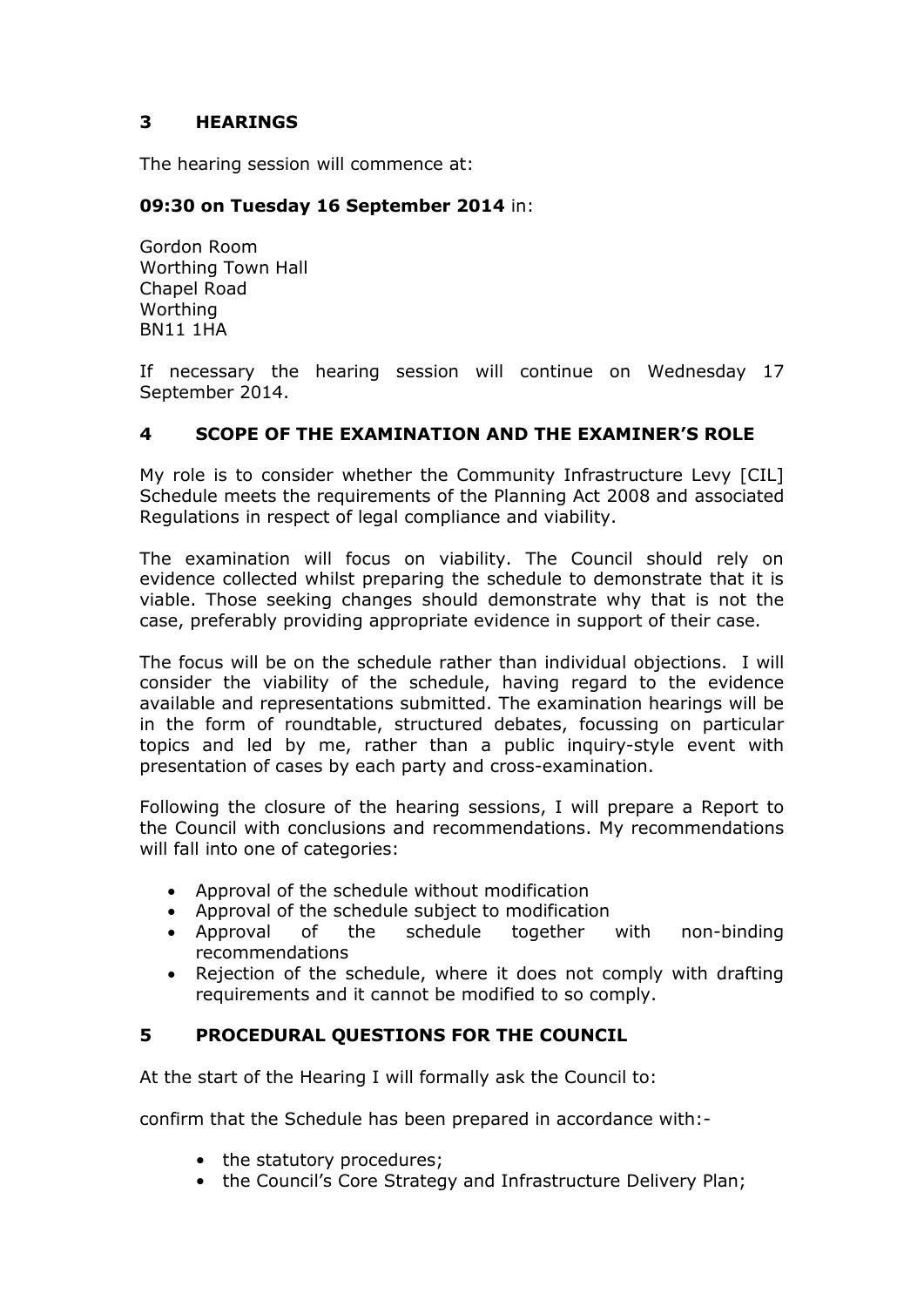## 3 HEARINGS

The hearing session will commence at:

**09:30 on Tuesday 16 September 2014** in:

Gordon Room
Worthing Town Hall
Chapel Road
Worthing
BN11 1HA

If necessary the hearing session will continue on Wednesday 17 September 2014.

## 4 SCOPE OF THE EXAMINATION AND THE EXAMINER'S ROLE

My role is to consider whether the Community Infrastructure Levy [CIL] Schedule meets the requirements of the Planning Act 2008 and associated Regulations in respect of legal compliance and viability.

The examination will focus on viability. The Council should rely on evidence collected whilst preparing the schedule to demonstrate that it is viable. Those seeking changes should demonstrate why that is not the case, preferably providing appropriate evidence in support of their case.

The focus will be on the schedule rather than individual objections. I will consider the viability of the schedule, having regard to the evidence available and representations submitted. The examination hearings will be in the form of roundtable, structured debates, focussing on particular topics and led by me, rather than a public inquiry-style event with presentation of cases by each party and cross-examination.

Following the closure of the hearing sessions, I will prepare a Report to the Council with conclusions and recommendations. My recommendations will fall into one of categories:

- Approval of the schedule without modification
- Approval of the schedule subject to modification
- Approval of the schedule together with non-binding recommendations
- Rejection of the schedule, where it does not comply with drafting requirements and it cannot be modified to so comply.

## 5 PROCEDURAL QUESTIONS FOR THE COUNCIL

At the start of the Hearing I will formally ask the Council to:

confirm that the Schedule has been prepared in accordance with:-

- the statutory procedures;
- the Council's Core Strategy and Infrastructure Delivery Plan;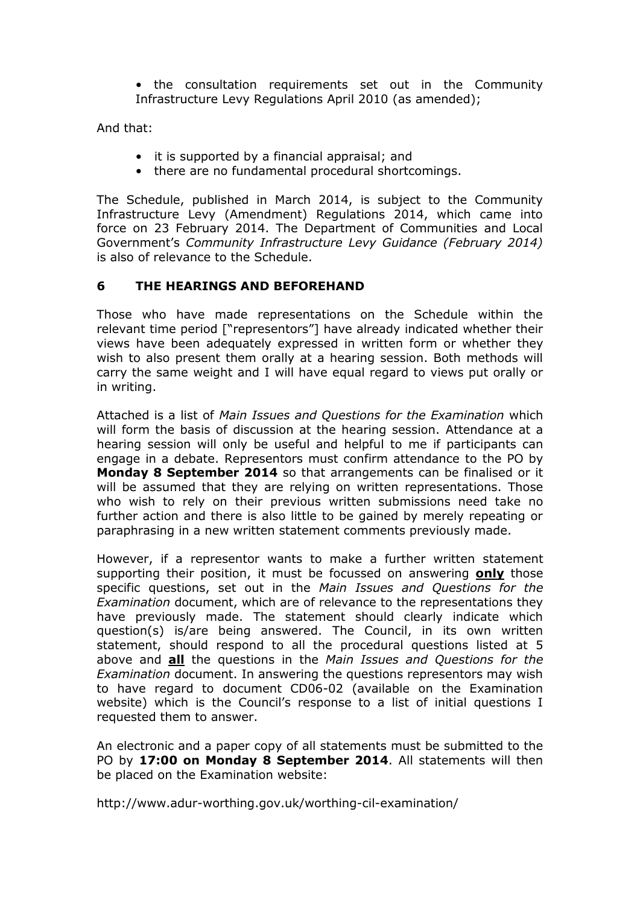- the consultation requirements set out in the Community Infrastructure Levy Regulations April 2010 (as amended);

And that:

- it is supported by a financial appraisal; and
- there are no fundamental procedural shortcomings.

The Schedule, published in March 2014, is subject to the Community Infrastructure Levy (Amendment) Regulations 2014, which came into force on 23 February 2014. The Department of Communities and Local Government's *Community Infrastructure Levy Guidance (February 2014)* is also of relevance to the Schedule.

## 6 THE HEARINGS AND BEFOREHAND

Those who have made representations on the Schedule within the relevant time period ["representors"] have already indicated whether their views have been adequately expressed in written form or whether they wish to also present them orally at a hearing session. Both methods will carry the same weight and I will have equal regard to views put orally or in writing.

Attached is a list of *Main Issues and Questions for the Examination* which will form the basis of discussion at the hearing session. Attendance at a hearing session will only be useful and helpful to me if participants can engage in a debate. Representors must confirm attendance to the PO by **Monday 8 September 2014** so that arrangements can be finalised or it will be assumed that they are relying on written representations. Those who wish to rely on their previous written submissions need take no further action and there is also little to be gained by merely repeating or paraphrasing in a new written statement comments previously made.

However, if a representor wants to make a further written statement supporting their position, it must be focussed on answering **only** those specific questions, set out in the *Main Issues and Questions for the Examination* document, which are of relevance to the representations they have previously made. The statement should clearly indicate which question(s) is/are being answered. The Council, in its own written statement, should respond to all the procedural questions listed at 5 above and **all** the questions in the *Main Issues and Questions for the Examination* document. In answering the questions representors may wish to have regard to document CD06-02 (available on the Examination website) which is the Council's response to a list of initial questions I requested them to answer.

An electronic and a paper copy of all statements must be submitted to the PO by **17:00 on Monday 8 September 2014**. All statements will then be placed on the Examination website:

http://www.adur-worthing.gov.uk/worthing-cil-examination/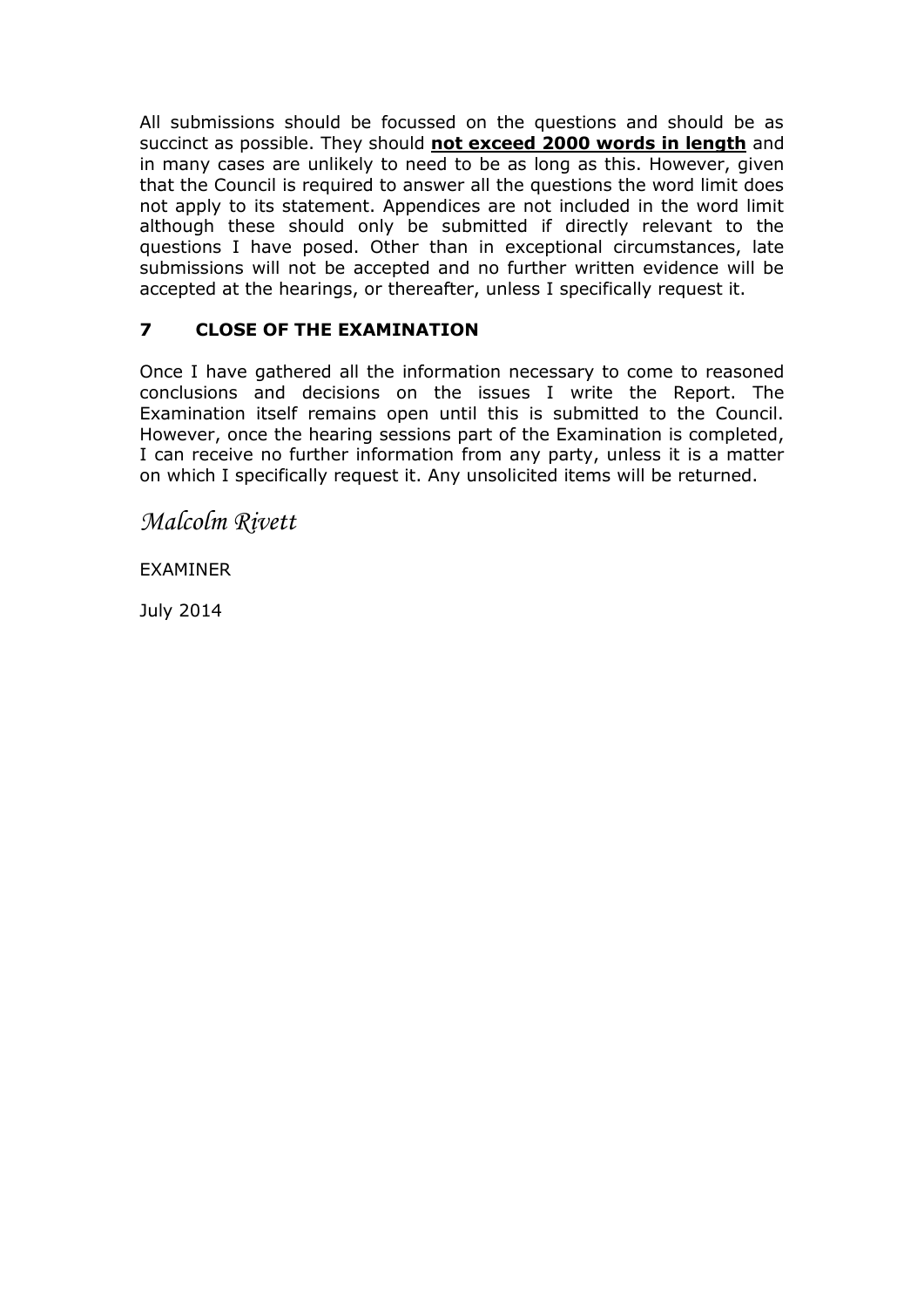All submissions should be focussed on the questions and should be as succinct as possible. They should **not exceed 2000 words in length** and in many cases are unlikely to need to be as long as this. However, given that the Council is required to answer all the questions the word limit does not apply to its statement. Appendices are not included in the word limit although these should only be submitted if directly relevant to the questions I have posed. Other than in exceptional circumstances, late submissions will not be accepted and no further written evidence will be accepted at the hearings, or thereafter, unless I specifically request it.

## 7 CLOSE OF THE EXAMINATION

Once I have gathered all the information necessary to come to reasoned conclusions and decisions on the issues I write the Report. The Examination itself remains open until this is submitted to the Council. However, once the hearing sessions part of the Examination is completed, I can receive no further information from any party, unless it is a matter on which I specifically request it. Any unsolicited items will be returned.

*Malcolm Rivett*

EXAMINER

July 2014